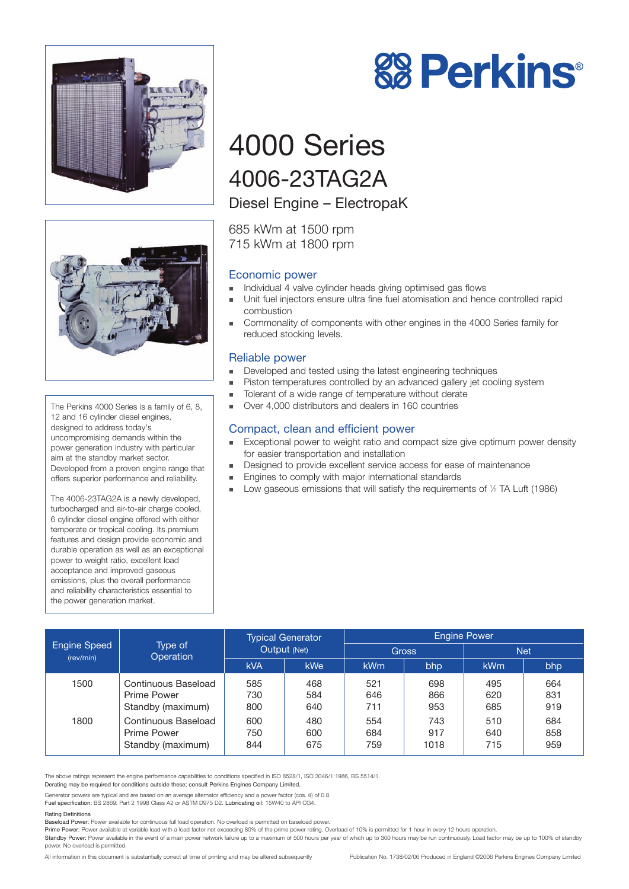# Perkins®

# 4000 Series

## 4006-23TAG2A

### Diesel Engine – ElectropaK

685 kWm at 1500 rpm
715 kWm at 1800 rpm

The Perkins 4000 Series is a family of 6, 8, 12 and 16 cylinder diesel engines, designed to address today's uncompromising demands within the power generation industry with particular aim at the standby market sector. Developed from a proven engine range that offers superior performance and reliability.

The 4006-23TAG2A is a newly developed, turbocharged and air-to-air charge cooled, 6 cylinder diesel engine offered with either temperate or tropical cooling. Its premium features and design provide economic and durable operation as well as an exceptional power to weight ratio, excellent load acceptance and improved gaseous emissions, plus the overall performance and reliability characteristics essential to the power generation market.

### Economic power

- Individual 4 valve cylinder heads giving optimised gas flows
- Unit fuel injectors ensure ultra fine fuel atomisation and hence controlled rapid combustion
- Commonality of components with other engines in the 4000 Series family for reduced stocking levels.

### Reliable power

- Developed and tested using the latest engineering techniques
- Piston temperatures controlled by an advanced gallery jet cooling system
- Tolerant of a wide range of temperature without derate
- Over 4,000 distributors and dealers in 160 countries

### Compact, clean and efficient power

- Exceptional power to weight ratio and compact size give optimum power density for easier transportation and installation
- Designed to provide excellent service access for ease of maintenance
- Engines to comply with major international standards
- Low gaseous emissions that will satisfy the requirements of ½ TA Luft (1986)

| Engine Speed (rev/min) | Type of Operation | Typical Generator Output (Net) | | Engine Power | | | |
|---|---|---|---|---|---|---|---|
| | | | | Gross | | Net | |
| | | kVA | kWe | kWm | bhp | kWm | bhp |
| 1500 | Continuous Baseload | 585 | 468 | 521 | 698 | 495 | 664 |
| | Prime Power | 730 | 584 | 646 | 866 | 620 | 831 |
| | Standby (maximum) | 800 | 640 | 711 | 953 | 685 | 919 |
| 1800 | Continuous Baseload | 600 | 480 | 554 | 743 | 510 | 684 |
| | Prime Power | 750 | 600 | 684 | 917 | 640 | 858 |
| | Standby (maximum) | 844 | 675 | 759 | 1018 | 715 | 959 |

The above ratings represent the engine performance capabilities to conditions specified in ISO 8528/1, ISO 3046/1:1986, BS 5514/1.
Derating may be required for conditions outside these; consult Perkins Engines Company Limited.

Generator powers are typical and are based on an average alternator efficiency and a power factor (cos. θ) of 0.8.
Fuel specification: BS 2869: Part 2 1998 Class A2 or ASTM D975 D2. Lubricating oil: 15W40 to API CG4.

Rating Definitions
Baseload Power: Power available for continuous full load operation. No overload is permitted on baseload power.
Prime Power: Power available at variable load with a load factor not exceeding 80% of the prime power rating. Overload of 10% is permitted for 1 hour in every 12 hours operation.
Standby Power: Power available in the event of a main power network failure up to a maximum of 500 hours per year of which up to 300 hours may be run continuously. Load factor may be up to 100% of standby power. No overload is permitted.

All information in this document is substantially correct at time of printing and may be altered subsequently

Publication No. 1738/02/06 Produced in England ©2006 Perkins Engines Company Limited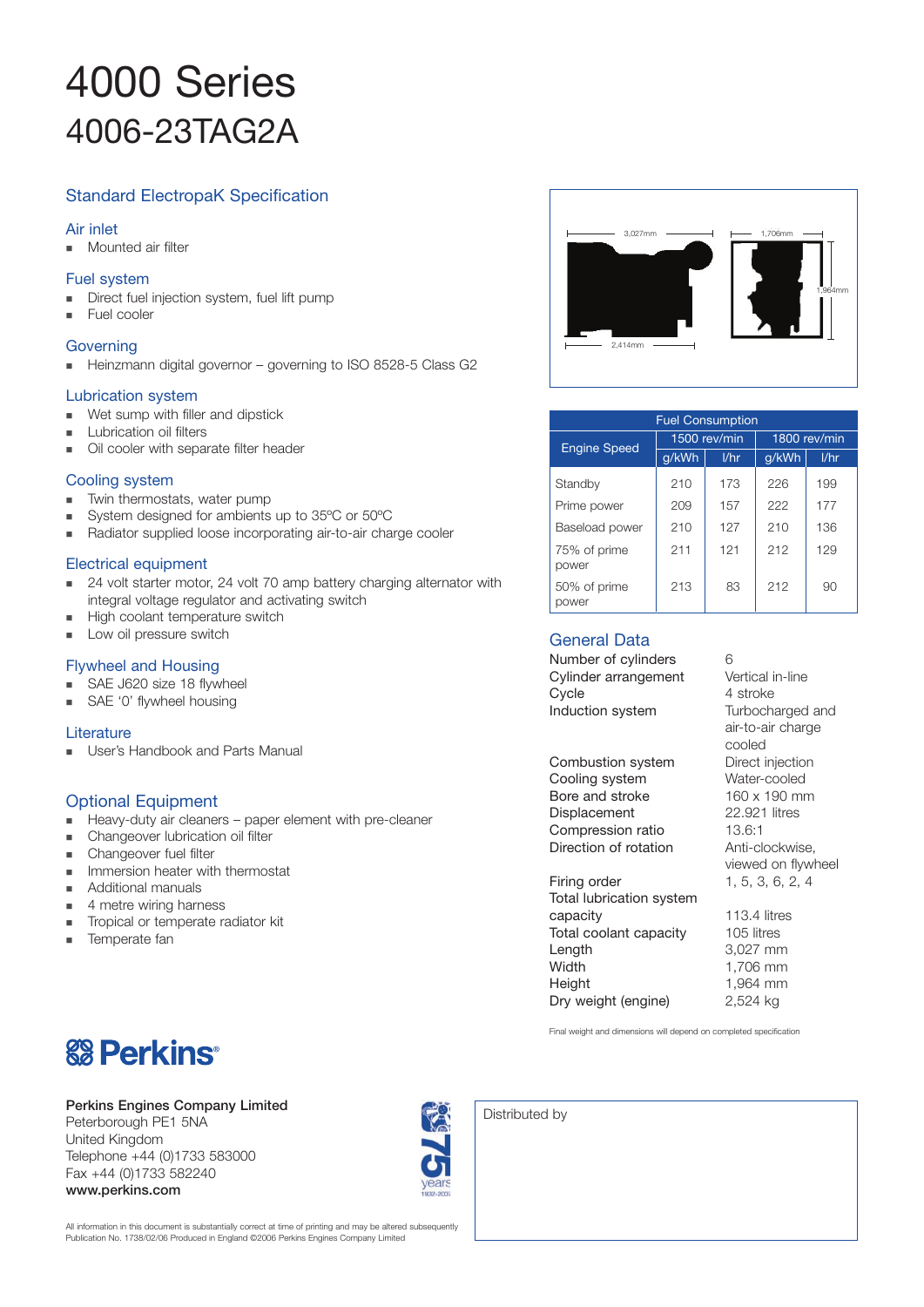# 4000 Series

## 4006-23TAG2A

### Standard ElectropaK Specification

#### Air inlet

- Mounted air filter

#### Fuel system

- Direct fuel injection system, fuel lift pump
- Fuel cooler

#### Governing

- Heinzmann digital governor – governing to ISO 8528-5 Class G2

#### Lubrication system

- Wet sump with filler and dipstick
- Lubrication oil filters
- Oil cooler with separate filter header

#### Cooling system

- Twin thermostats, water pump
- System designed for ambients up to 35ºC or 50ºC
- Radiator supplied loose incorporating air-to-air charge cooler

#### Electrical equipment

- 24 volt starter motor, 24 volt 70 amp battery charging alternator with integral voltage regulator and activating switch
- High coolant temperature switch
- Low oil pressure switch

#### Flywheel and Housing

- SAE J620 size 18 flywheel
- SAE '0' flywheel housing

#### Literature

- User's Handbook and Parts Manual

### Optional Equipment

- Heavy-duty air cleaners – paper element with pre-cleaner
- Changeover lubrication oil filter
- Changeover fuel filter
- Immersion heater with thermostat
- Additional manuals
- 4 metre wiring harness
- Tropical or temperate radiator kit
- Temperate fan

3,027mm
1,706mm
1,964mm
2,414mm

| Fuel Consumption | | | | |
|---|---|---|---|---|
| Engine Speed | 1500 rev/min | | 1800 rev/min | |
| | g/kWh | l/hr | g/kWh | l/hr |
| Standby | 210 | 173 | 226 | 199 |
| Prime power | 209 | 157 | 222 | 177 |
| Baseload power | 210 | 127 | 210 | 136 |
| 75% of prime power | 211 | 121 | 212 | 129 |
| 50% of prime power | 213 | 83 | 212 | 90 |

### General Data

| | |
|---|---|
| Number of cylinders | 6 |
| Cylinder arrangement | Vertical in-line |
| Cycle | 4 stroke |
| Induction system | Turbocharged and air-to-air charge cooled |
| Combustion system | Direct injection |
| Cooling system | Water-cooled |
| Bore and stroke | 160 x 190 mm |
| Displacement | 22.921 litres |
| Compression ratio | 13.6:1 |
| Direction of rotation | Anti-clockwise, viewed on flywheel |
| Firing order | 1, 5, 3, 6, 2, 4 |
| Total lubrication system capacity | 113.4 litres |
| Total coolant capacity | 105 litres |
| Length | 3,027 mm |
| Width | 1,706 mm |
| Height | 1,964 mm |
| Dry weight (engine) | 2,524 kg |

Final weight and dimensions will depend on completed specification

Perkins

**Perkins Engines Company Limited**
Peterborough PE1 5NA
United Kingdom
Telephone +44 (0)1733 583000
Fax +44 (0)1733 582240
**www.perkins.com**

75 years 1932-2007

Distributed by

All information in this document is substantially correct at time of printing and may be altered subsequently
Publication No. 1738/02/06 Produced in England ©2006 Perkins Engines Company Limited